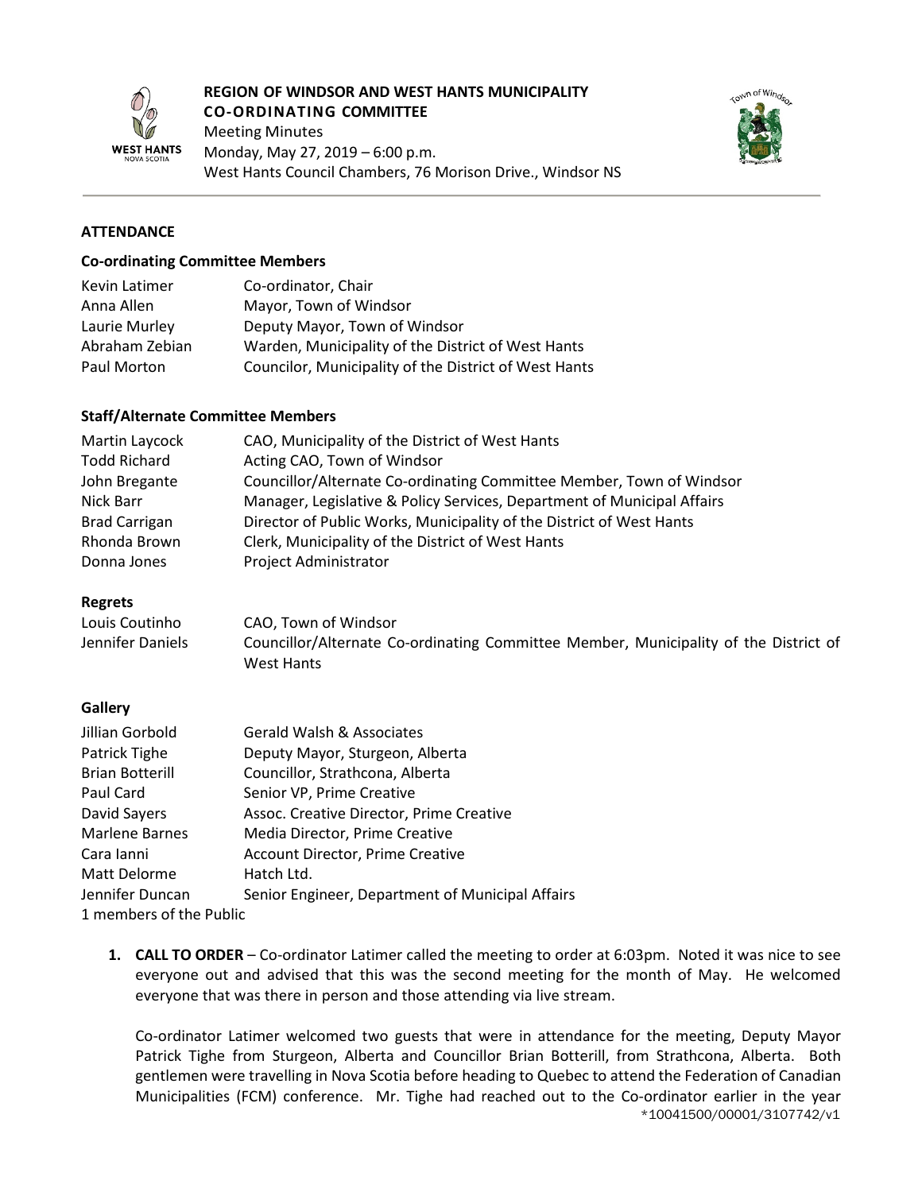**REGION OF WINDSOR AND WEST HANTS MUNICIPALITY**
**CO-ORDINATING COMMITTEE**
Meeting Minutes
Monday, May 27, 2019 – 6:00 p.m.
West Hants Council Chambers, 76 Morison Drive., Windsor NS

## ATTENDANCE

### Co-ordinating Committee Members

| | |
|---|---|
| Kevin Latimer | Co-ordinator, Chair |
| Anna Allen | Mayor, Town of Windsor |
| Laurie Murley | Deputy Mayor, Town of Windsor |
| Abraham Zebian | Warden, Municipality of the District of West Hants |
| Paul Morton | Councilor, Municipality of the District of West Hants |

### Staff/Alternate Committee Members

| | |
|---|---|
| Martin Laycock | CAO, Municipality of the District of West Hants |
| Todd Richard | Acting CAO, Town of Windsor |
| John Bregante | Councillor/Alternate Co-ordinating Committee Member, Town of Windsor |
| Nick Barr | Manager, Legislative & Policy Services, Department of Municipal Affairs |
| Brad Carrigan | Director of Public Works, Municipality of the District of West Hants |
| Rhonda Brown | Clerk, Municipality of the District of West Hants |
| Donna Jones | Project Administrator |

### Regrets

| | |
|---|---|
| Louis Coutinho | CAO, Town of Windsor |
| Jennifer Daniels | Councillor/Alternate Co-ordinating Committee Member, Municipality of the District of West Hants |

### Gallery

| | |
|---|---|
| Jillian Gorbold | Gerald Walsh & Associates |
| Patrick Tighe | Deputy Mayor, Sturgeon, Alberta |
| Brian Botterill | Councillor, Strathcona, Alberta |
| Paul Card | Senior VP, Prime Creative |
| David Sayers | Assoc. Creative Director, Prime Creative |
| Marlene Barnes | Media Director, Prime Creative |
| Cara Ianni | Account Director, Prime Creative |
| Matt Delorme | Hatch Ltd. |
| Jennifer Duncan | Senior Engineer, Department of Municipal Affairs |

1 members of the Public

1. **CALL TO ORDER** – Co-ordinator Latimer called the meeting to order at 6:03pm. Noted it was nice to see everyone out and advised that this was the second meeting for the month of May. He welcomed everyone that was there in person and those attending via live stream.

   Co-ordinator Latimer welcomed two guests that were in attendance for the meeting, Deputy Mayor Patrick Tighe from Sturgeon, Alberta and Councillor Brian Botterill, from Strathcona, Alberta. Both gentlemen were travelling in Nova Scotia before heading to Quebec to attend the Federation of Canadian Municipalities (FCM) conference. Mr. Tighe had reached out to the Co-ordinator earlier in the year

\*10041500/00001/3107742/v1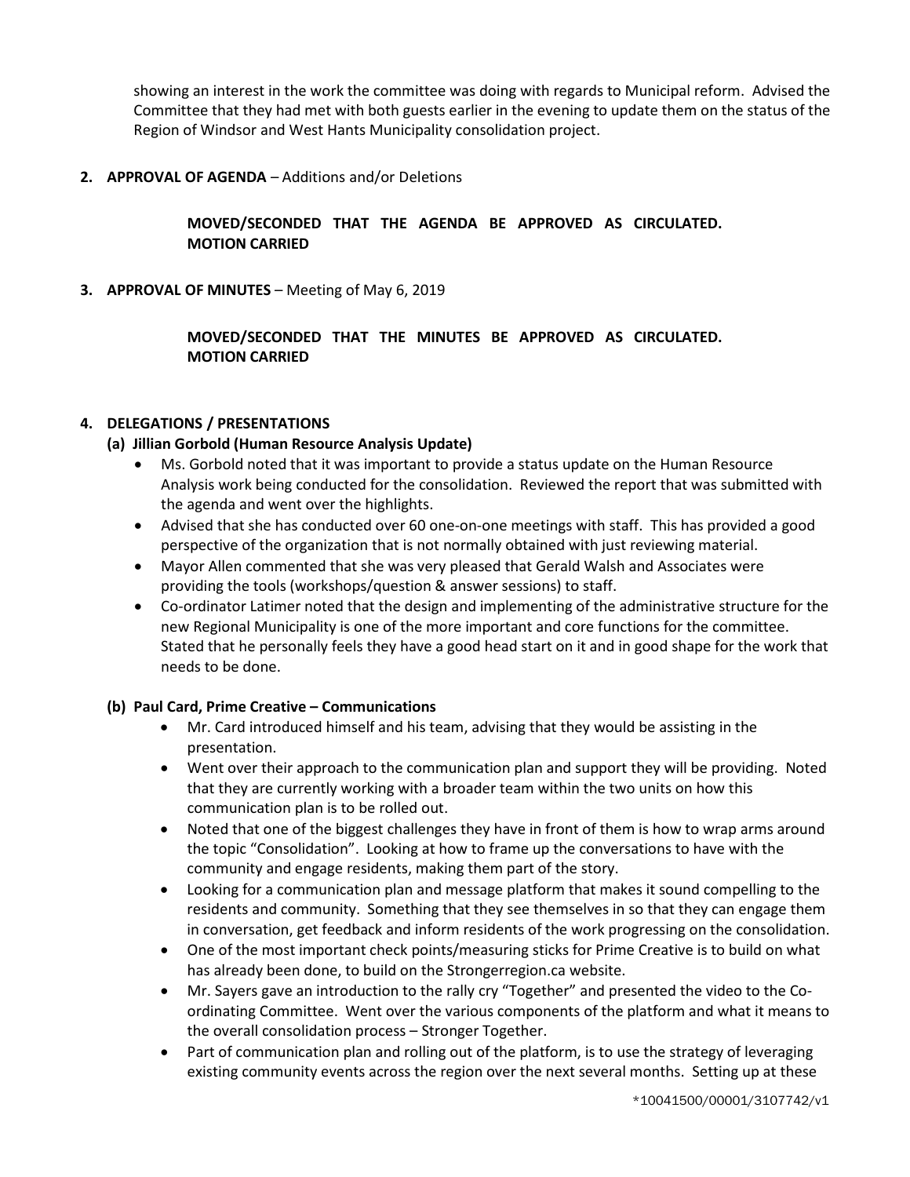showing an interest in the work the committee was doing with regards to Municipal reform. Advised the Committee that they had met with both guests earlier in the evening to update them on the status of the Region of Windsor and West Hants Municipality consolidation project.

**2. APPROVAL OF AGENDA** – Additions and/or Deletions

**MOVED/SECONDED THAT THE AGENDA BE APPROVED AS CIRCULATED. MOTION CARRIED**

**3. APPROVAL OF MINUTES** – Meeting of May 6, 2019

**MOVED/SECONDED THAT THE MINUTES BE APPROVED AS CIRCULATED. MOTION CARRIED**

**4. DELEGATIONS / PRESENTATIONS**

**(a) Jillian Gorbold (Human Resource Analysis Update)**

- Ms. Gorbold noted that it was important to provide a status update on the Human Resource Analysis work being conducted for the consolidation. Reviewed the report that was submitted with the agenda and went over the highlights.
- Advised that she has conducted over 60 one-on-one meetings with staff. This has provided a good perspective of the organization that is not normally obtained with just reviewing material.
- Mayor Allen commented that she was very pleased that Gerald Walsh and Associates were providing the tools (workshops/question & answer sessions) to staff.
- Co-ordinator Latimer noted that the design and implementing of the administrative structure for the new Regional Municipality is one of the more important and core functions for the committee. Stated that he personally feels they have a good head start on it and in good shape for the work that needs to be done.

**(b) Paul Card, Prime Creative – Communications**

- Mr. Card introduced himself and his team, advising that they would be assisting in the presentation.
- Went over their approach to the communication plan and support they will be providing. Noted that they are currently working with a broader team within the two units on how this communication plan is to be rolled out.
- Noted that one of the biggest challenges they have in front of them is how to wrap arms around the topic "Consolidation". Looking at how to frame up the conversations to have with the community and engage residents, making them part of the story.
- Looking for a communication plan and message platform that makes it sound compelling to the residents and community. Something that they see themselves in so that they can engage them in conversation, get feedback and inform residents of the work progressing on the consolidation.
- One of the most important check points/measuring sticks for Prime Creative is to build on what has already been done, to build on the Strongerregion.ca website.
- Mr. Sayers gave an introduction to the rally cry "Together" and presented the video to the Co-ordinating Committee. Went over the various components of the platform and what it means to the overall consolidation process – Stronger Together.
- Part of communication plan and rolling out of the platform, is to use the strategy of leveraging existing community events across the region over the next several months. Setting up at these

*10041500/00001/3107742/v1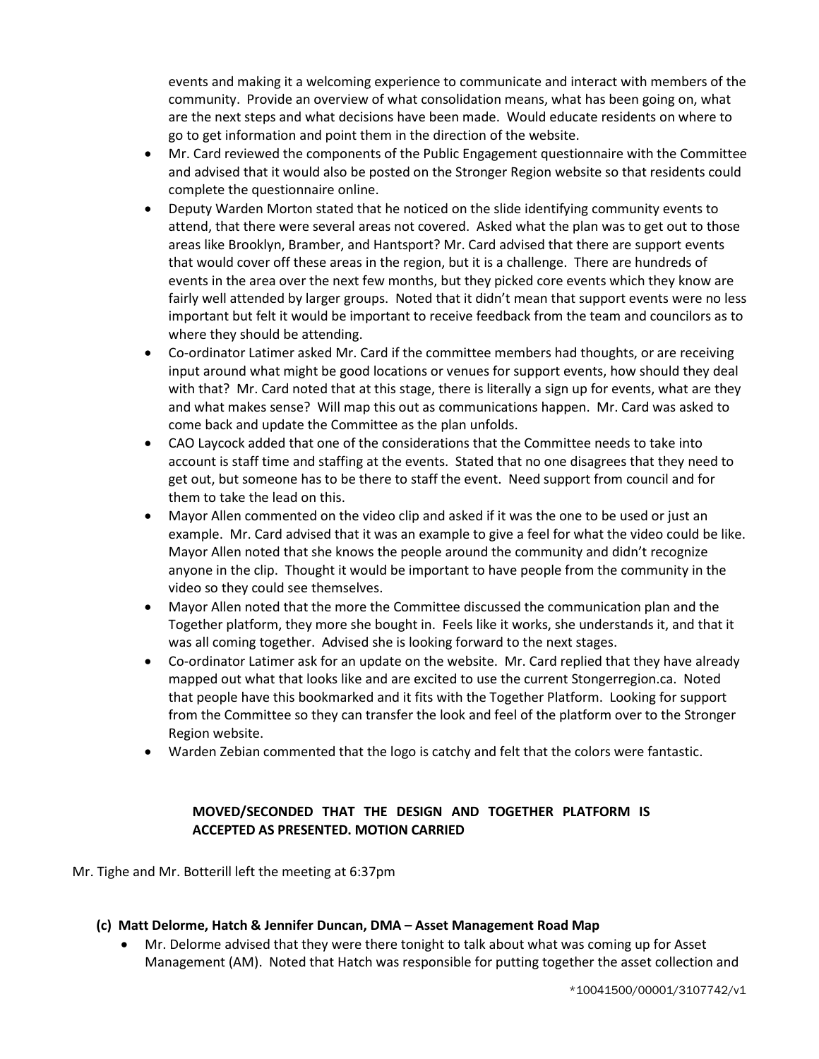events and making it a welcoming experience to communicate and interact with members of the community. Provide an overview of what consolidation means, what has been going on, what are the next steps and what decisions have been made. Would educate residents on where to go to get information and point them in the direction of the website.

- Mr. Card reviewed the components of the Public Engagement questionnaire with the Committee and advised that it would also be posted on the Stronger Region website so that residents could complete the questionnaire online.
- Deputy Warden Morton stated that he noticed on the slide identifying community events to attend, that there were several areas not covered. Asked what the plan was to get out to those areas like Brooklyn, Bramber, and Hantsport? Mr. Card advised that there are support events that would cover off these areas in the region, but it is a challenge. There are hundreds of events in the area over the next few months, but they picked core events which they know are fairly well attended by larger groups. Noted that it didn't mean that support events were no less important but felt it would be important to receive feedback from the team and councilors as to where they should be attending.
- Co-ordinator Latimer asked Mr. Card if the committee members had thoughts, or are receiving input around what might be good locations or venues for support events, how should they deal with that? Mr. Card noted that at this stage, there is literally a sign up for events, what are they and what makes sense? Will map this out as communications happen. Mr. Card was asked to come back and update the Committee as the plan unfolds.
- CAO Laycock added that one of the considerations that the Committee needs to take into account is staff time and staffing at the events. Stated that no one disagrees that they need to get out, but someone has to be there to staff the event. Need support from council and for them to take the lead on this.
- Mayor Allen commented on the video clip and asked if it was the one to be used or just an example. Mr. Card advised that it was an example to give a feel for what the video could be like. Mayor Allen noted that she knows the people around the community and didn't recognize anyone in the clip. Thought it would be important to have people from the community in the video so they could see themselves.
- Mayor Allen noted that the more the Committee discussed the communication plan and the Together platform, they more she bought in. Feels like it works, she understands it, and that it was all coming together. Advised she is looking forward to the next stages.
- Co-ordinator Latimer ask for an update on the website. Mr. Card replied that they have already mapped out what that looks like and are excited to use the current Stongerregion.ca. Noted that people have this bookmarked and it fits with the Together Platform. Looking for support from the Committee so they can transfer the look and feel of the platform over to the Stronger Region website.
- Warden Zebian commented that the logo is catchy and felt that the colors were fantastic.

**MOVED/SECONDED THAT THE DESIGN AND TOGETHER PLATFORM IS ACCEPTED AS PRESENTED. MOTION CARRIED**

Mr. Tighe and Mr. Botterill left the meeting at 6:37pm

**(c) Matt Delorme, Hatch & Jennifer Duncan, DMA – Asset Management Road Map**

- Mr. Delorme advised that they were there tonight to talk about what was coming up for Asset Management (AM). Noted that Hatch was responsible for putting together the asset collection and

*10041500/00001/3107742/v1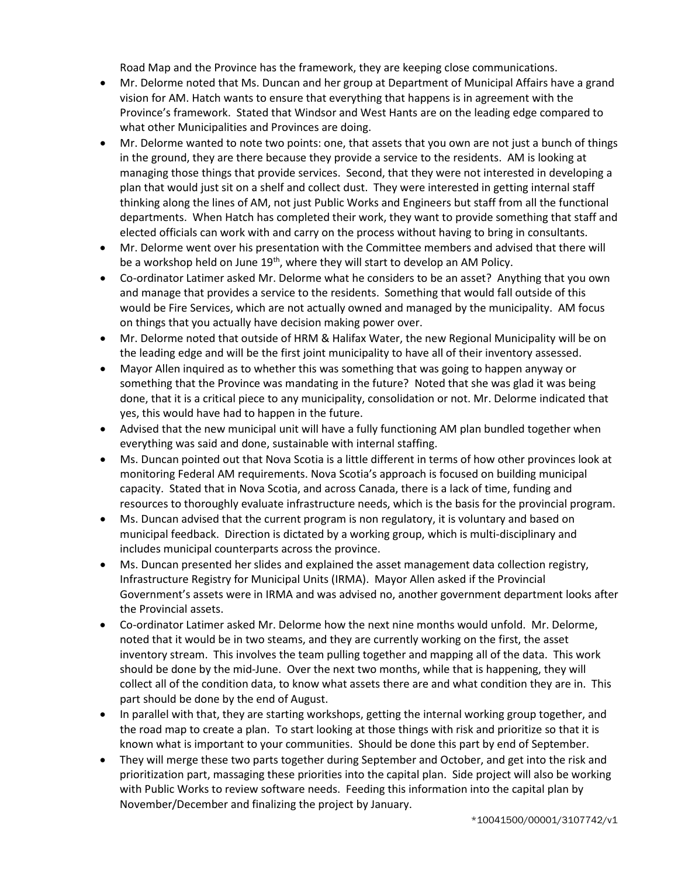Road Map and the Province has the framework, they are keeping close communications.

- Mr. Delorme noted that Ms. Duncan and her group at Department of Municipal Affairs have a grand vision for AM. Hatch wants to ensure that everything that happens is in agreement with the Province's framework. Stated that Windsor and West Hants are on the leading edge compared to what other Municipalities and Provinces are doing.
- Mr. Delorme wanted to note two points: one, that assets that you own are not just a bunch of things in the ground, they are there because they provide a service to the residents. AM is looking at managing those things that provide services. Second, that they were not interested in developing a plan that would just sit on a shelf and collect dust. They were interested in getting internal staff thinking along the lines of AM, not just Public Works and Engineers but staff from all the functional departments. When Hatch has completed their work, they want to provide something that staff and elected officials can work with and carry on the process without having to bring in consultants.
- Mr. Delorme went over his presentation with the Committee members and advised that there will be a workshop held on June 19th, where they will start to develop an AM Policy.
- Co-ordinator Latimer asked Mr. Delorme what he considers to be an asset? Anything that you own and manage that provides a service to the residents. Something that would fall outside of this would be Fire Services, which are not actually owned and managed by the municipality. AM focus on things that you actually have decision making power over.
- Mr. Delorme noted that outside of HRM & Halifax Water, the new Regional Municipality will be on the leading edge and will be the first joint municipality to have all of their inventory assessed.
- Mayor Allen inquired as to whether this was something that was going to happen anyway or something that the Province was mandating in the future? Noted that she was glad it was being done, that it is a critical piece to any municipality, consolidation or not. Mr. Delorme indicated that yes, this would have had to happen in the future.
- Advised that the new municipal unit will have a fully functioning AM plan bundled together when everything was said and done, sustainable with internal staffing.
- Ms. Duncan pointed out that Nova Scotia is a little different in terms of how other provinces look at monitoring Federal AM requirements. Nova Scotia's approach is focused on building municipal capacity. Stated that in Nova Scotia, and across Canada, there is a lack of time, funding and resources to thoroughly evaluate infrastructure needs, which is the basis for the provincial program.
- Ms. Duncan advised that the current program is non regulatory, it is voluntary and based on municipal feedback. Direction is dictated by a working group, which is multi-disciplinary and includes municipal counterparts across the province.
- Ms. Duncan presented her slides and explained the asset management data collection registry, Infrastructure Registry for Municipal Units (IRMA). Mayor Allen asked if the Provincial Government's assets were in IRMA and was advised no, another government department looks after the Provincial assets.
- Co-ordinator Latimer asked Mr. Delorme how the next nine months would unfold. Mr. Delorme, noted that it would be in two steams, and they are currently working on the first, the asset inventory stream. This involves the team pulling together and mapping all of the data. This work should be done by the mid-June. Over the next two months, while that is happening, they will collect all of the condition data, to know what assets there are and what condition they are in. This part should be done by the end of August.
- In parallel with that, they are starting workshops, getting the internal working group together, and the road map to create a plan. To start looking at those things with risk and prioritize so that it is known what is important to your communities. Should be done this part by end of September.
- They will merge these two parts together during September and October, and get into the risk and prioritization part, massaging these priorities into the capital plan. Side project will also be working with Public Works to review software needs. Feeding this information into the capital plan by November/December and finalizing the project by January.

*10041500/00001/3107742/v1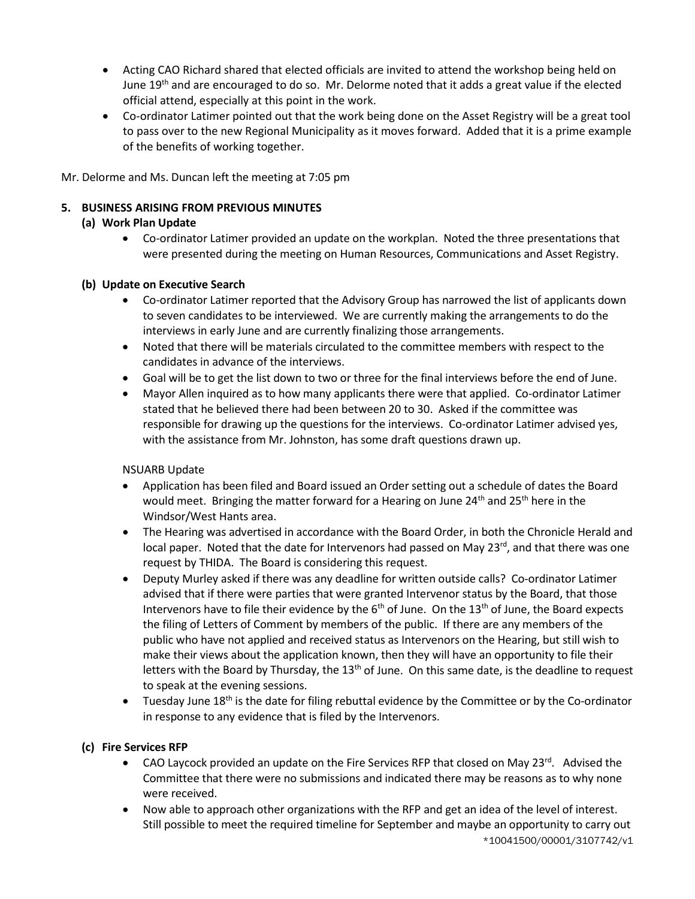- Acting CAO Richard shared that elected officials are invited to attend the workshop being held on June 19th and are encouraged to do so. Mr. Delorme noted that it adds a great value if the elected official attend, especially at this point in the work.
- Co-ordinator Latimer pointed out that the work being done on the Asset Registry will be a great tool to pass over to the new Regional Municipality as it moves forward. Added that it is a prime example of the benefits of working together.

Mr. Delorme and Ms. Duncan left the meeting at 7:05 pm

**5. BUSINESS ARISING FROM PREVIOUS MINUTES**

**(a) Work Plan Update**

- Co-ordinator Latimer provided an update on the workplan. Noted the three presentations that were presented during the meeting on Human Resources, Communications and Asset Registry.

**(b) Update on Executive Search**

- Co-ordinator Latimer reported that the Advisory Group has narrowed the list of applicants down to seven candidates to be interviewed. We are currently making the arrangements to do the interviews in early June and are currently finalizing those arrangements.
- Noted that there will be materials circulated to the committee members with respect to the candidates in advance of the interviews.
- Goal will be to get the list down to two or three for the final interviews before the end of June.
- Mayor Allen inquired as to how many applicants there were that applied. Co-ordinator Latimer stated that he believed there had been between 20 to 30. Asked if the committee was responsible for drawing up the questions for the interviews. Co-ordinator Latimer advised yes, with the assistance from Mr. Johnston, has some draft questions drawn up.

NSUARB Update

- Application has been filed and Board issued an Order setting out a schedule of dates the Board would meet. Bringing the matter forward for a Hearing on June 24th and 25th here in the Windsor/West Hants area.
- The Hearing was advertised in accordance with the Board Order, in both the Chronicle Herald and local paper. Noted that the date for Intervenors had passed on May 23rd, and that there was one request by THIDA. The Board is considering this request.
- Deputy Murley asked if there was any deadline for written outside calls? Co-ordinator Latimer advised that if there were parties that were granted Intervenor status by the Board, that those Intervenors have to file their evidence by the 6th of June. On the 13th of June, the Board expects the filing of Letters of Comment by members of the public. If there are any members of the public who have not applied and received status as Intervenors on the Hearing, but still wish to make their views about the application known, then they will have an opportunity to file their letters with the Board by Thursday, the 13th of June. On this same date, is the deadline to request to speak at the evening sessions.
- Tuesday June 18th is the date for filing rebuttal evidence by the Committee or by the Co-ordinator in response to any evidence that is filed by the Intervenors.

**(c) Fire Services RFP**

- CAO Laycock provided an update on the Fire Services RFP that closed on May 23rd. Advised the Committee that there were no submissions and indicated there may be reasons as to why none were received.
- Now able to approach other organizations with the RFP and get an idea of the level of interest. Still possible to meet the required timeline for September and maybe an opportunity to carry out

*10041500/00001/3107742/v1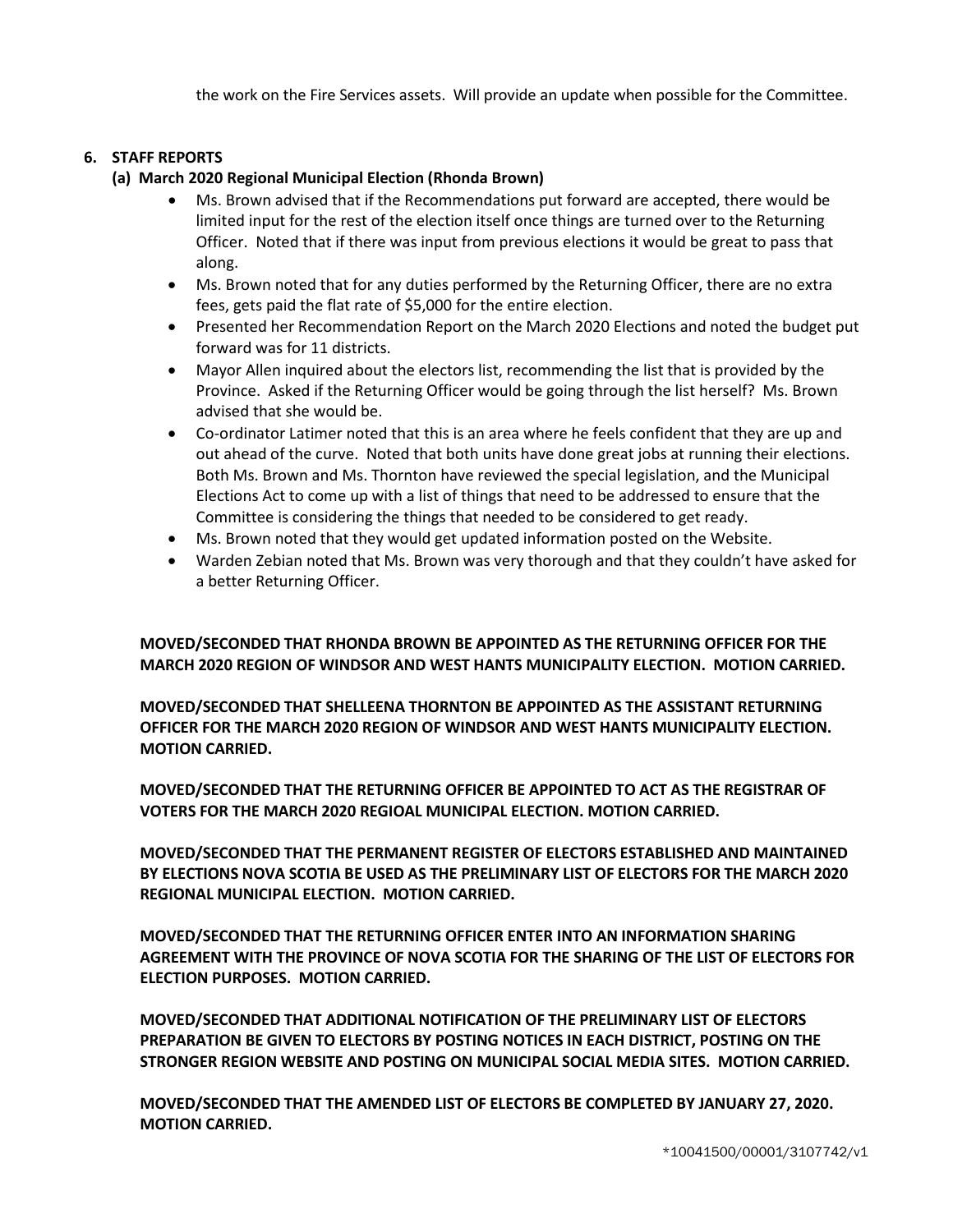the work on the Fire Services assets. Will provide an update when possible for the Committee.

## 6. STAFF REPORTS

### (a) March 2020 Regional Municipal Election (Rhonda Brown)

- Ms. Brown advised that if the Recommendations put forward are accepted, there would be limited input for the rest of the election itself once things are turned over to the Returning Officer. Noted that if there was input from previous elections it would be great to pass that along.
- Ms. Brown noted that for any duties performed by the Returning Officer, there are no extra fees, gets paid the flat rate of $5,000 for the entire election.
- Presented her Recommendation Report on the March 2020 Elections and noted the budget put forward was for 11 districts.
- Mayor Allen inquired about the electors list, recommending the list that is provided by the Province. Asked if the Returning Officer would be going through the list herself? Ms. Brown advised that she would be.
- Co-ordinator Latimer noted that this is an area where he feels confident that they are up and out ahead of the curve. Noted that both units have done great jobs at running their elections. Both Ms. Brown and Ms. Thornton have reviewed the special legislation, and the Municipal Elections Act to come up with a list of things that need to be addressed to ensure that the Committee is considering the things that needed to be considered to get ready.
- Ms. Brown noted that they would get updated information posted on the Website.
- Warden Zebian noted that Ms. Brown was very thorough and that they couldn't have asked for a better Returning Officer.

**MOVED/SECONDED THAT RHONDA BROWN BE APPOINTED AS THE RETURNING OFFICER FOR THE MARCH 2020 REGION OF WINDSOR AND WEST HANTS MUNICIPALITY ELECTION. MOTION CARRIED.**

**MOVED/SECONDED THAT SHELLEENA THORNTON BE APPOINTED AS THE ASSISTANT RETURNING OFFICER FOR THE MARCH 2020 REGION OF WINDSOR AND WEST HANTS MUNICIPALITY ELECTION. MOTION CARRIED.**

**MOVED/SECONDED THAT THE RETURNING OFFICER BE APPOINTED TO ACT AS THE REGISTRAR OF VOTERS FOR THE MARCH 2020 REGIOAL MUNICIPAL ELECTION. MOTION CARRIED.**

**MOVED/SECONDED THAT THE PERMANENT REGISTER OF ELECTORS ESTABLISHED AND MAINTAINED BY ELECTIONS NOVA SCOTIA BE USED AS THE PRELIMINARY LIST OF ELECTORS FOR THE MARCH 2020 REGIONAL MUNICIPAL ELECTION. MOTION CARRIED.**

**MOVED/SECONDED THAT THE RETURNING OFFICER ENTER INTO AN INFORMATION SHARING AGREEMENT WITH THE PROVINCE OF NOVA SCOTIA FOR THE SHARING OF THE LIST OF ELECTORS FOR ELECTION PURPOSES. MOTION CARRIED.**

**MOVED/SECONDED THAT ADDITIONAL NOTIFICATION OF THE PRELIMINARY LIST OF ELECTORS PREPARATION BE GIVEN TO ELECTORS BY POSTING NOTICES IN EACH DISTRICT, POSTING ON THE STRONGER REGION WEBSITE AND POSTING ON MUNICIPAL SOCIAL MEDIA SITES. MOTION CARRIED.**

**MOVED/SECONDED THAT THE AMENDED LIST OF ELECTORS BE COMPLETED BY JANUARY 27, 2020. MOTION CARRIED.**

*10041500/00001/3107742/v1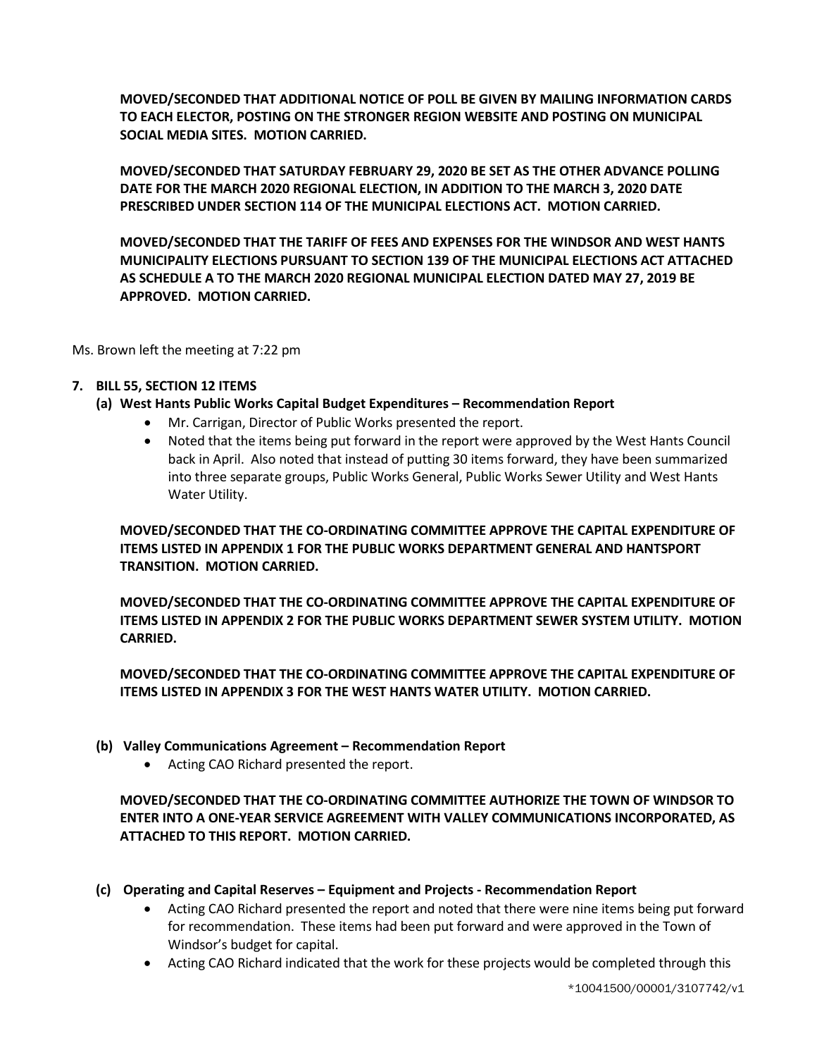**MOVED/SECONDED THAT ADDITIONAL NOTICE OF POLL BE GIVEN BY MAILING INFORMATION CARDS TO EACH ELECTOR, POSTING ON THE STRONGER REGION WEBSITE AND POSTING ON MUNICIPAL SOCIAL MEDIA SITES. MOTION CARRIED.**

**MOVED/SECONDED THAT SATURDAY FEBRUARY 29, 2020 BE SET AS THE OTHER ADVANCE POLLING DATE FOR THE MARCH 2020 REGIONAL ELECTION, IN ADDITION TO THE MARCH 3, 2020 DATE PRESCRIBED UNDER SECTION 114 OF THE MUNICIPAL ELECTIONS ACT. MOTION CARRIED.**

**MOVED/SECONDED THAT THE TARIFF OF FEES AND EXPENSES FOR THE WINDSOR AND WEST HANTS MUNICIPALITY ELECTIONS PURSUANT TO SECTION 139 OF THE MUNICIPAL ELECTIONS ACT ATTACHED AS SCHEDULE A TO THE MARCH 2020 REGIONAL MUNICIPAL ELECTION DATED MAY 27, 2019 BE APPROVED. MOTION CARRIED.**

Ms. Brown left the meeting at 7:22 pm

**7. BILL 55, SECTION 12 ITEMS**

**(a) West Hants Public Works Capital Budget Expenditures – Recommendation Report**

- Mr. Carrigan, Director of Public Works presented the report.
- Noted that the items being put forward in the report were approved by the West Hants Council back in April. Also noted that instead of putting 30 items forward, they have been summarized into three separate groups, Public Works General, Public Works Sewer Utility and West Hants Water Utility.

**MOVED/SECONDED THAT THE CO-ORDINATING COMMITTEE APPROVE THE CAPITAL EXPENDITURE OF ITEMS LISTED IN APPENDIX 1 FOR THE PUBLIC WORKS DEPARTMENT GENERAL AND HANTSPORT TRANSITION. MOTION CARRIED.**

**MOVED/SECONDED THAT THE CO-ORDINATING COMMITTEE APPROVE THE CAPITAL EXPENDITURE OF ITEMS LISTED IN APPENDIX 2 FOR THE PUBLIC WORKS DEPARTMENT SEWER SYSTEM UTILITY. MOTION CARRIED.**

**MOVED/SECONDED THAT THE CO-ORDINATING COMMITTEE APPROVE THE CAPITAL EXPENDITURE OF ITEMS LISTED IN APPENDIX 3 FOR THE WEST HANTS WATER UTILITY. MOTION CARRIED.**

**(b) Valley Communications Agreement – Recommendation Report**

- Acting CAO Richard presented the report.

**MOVED/SECONDED THAT THE CO-ORDINATING COMMITTEE AUTHORIZE THE TOWN OF WINDSOR TO ENTER INTO A ONE-YEAR SERVICE AGREEMENT WITH VALLEY COMMUNICATIONS INCORPORATED, AS ATTACHED TO THIS REPORT. MOTION CARRIED.**

**(c) Operating and Capital Reserves – Equipment and Projects - Recommendation Report**

- Acting CAO Richard presented the report and noted that there were nine items being put forward for recommendation. These items had been put forward and were approved in the Town of Windsor's budget for capital.
- Acting CAO Richard indicated that the work for these projects would be completed through this

*10041500/00001/3107742/v1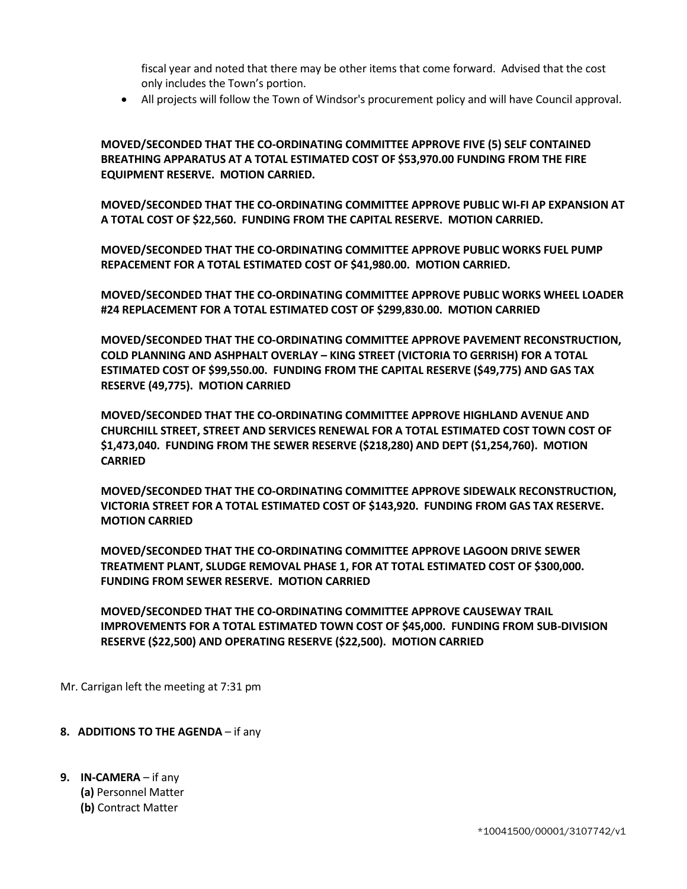fiscal year and noted that there may be other items that come forward. Advised that the cost only includes the Town's portion.

- All projects will follow the Town of Windsor's procurement policy and will have Council approval.

**MOVED/SECONDED THAT THE CO-ORDINATING COMMITTEE APPROVE FIVE (5) SELF CONTAINED BREATHING APPARATUS AT A TOTAL ESTIMATED COST OF $53,970.00 FUNDING FROM THE FIRE EQUIPMENT RESERVE. MOTION CARRIED.**

**MOVED/SECONDED THAT THE CO-ORDINATING COMMITTEE APPROVE PUBLIC WI-FI AP EXPANSION AT A TOTAL COST OF $22,560. FUNDING FROM THE CAPITAL RESERVE. MOTION CARRIED.**

**MOVED/SECONDED THAT THE CO-ORDINATING COMMITTEE APPROVE PUBLIC WORKS FUEL PUMP REPACEMENT FOR A TOTAL ESTIMATED COST OF $41,980.00. MOTION CARRIED.**

**MOVED/SECONDED THAT THE CO-ORDINATING COMMITTEE APPROVE PUBLIC WORKS WHEEL LOADER #24 REPLACEMENT FOR A TOTAL ESTIMATED COST OF $299,830.00. MOTION CARRIED**

**MOVED/SECONDED THAT THE CO-ORDINATING COMMITTEE APPROVE PAVEMENT RECONSTRUCTION, COLD PLANNING AND ASHPHALT OVERLAY – KING STREET (VICTORIA TO GERRISH) FOR A TOTAL ESTIMATED COST OF $99,550.00. FUNDING FROM THE CAPITAL RESERVE ($49,775) AND GAS TAX RESERVE (49,775). MOTION CARRIED**

**MOVED/SECONDED THAT THE CO-ORDINATING COMMITTEE APPROVE HIGHLAND AVENUE AND CHURCHILL STREET, STREET AND SERVICES RENEWAL FOR A TOTAL ESTIMATED COST TOWN COST OF $1,473,040. FUNDING FROM THE SEWER RESERVE ($218,280) AND DEPT ($1,254,760). MOTION CARRIED**

**MOVED/SECONDED THAT THE CO-ORDINATING COMMITTEE APPROVE SIDEWALK RECONSTRUCTION, VICTORIA STREET FOR A TOTAL ESTIMATED COST OF $143,920. FUNDING FROM GAS TAX RESERVE. MOTION CARRIED**

**MOVED/SECONDED THAT THE CO-ORDINATING COMMITTEE APPROVE LAGOON DRIVE SEWER TREATMENT PLANT, SLUDGE REMOVAL PHASE 1, FOR AT TOTAL ESTIMATED COST OF $300,000. FUNDING FROM SEWER RESERVE. MOTION CARRIED**

**MOVED/SECONDED THAT THE CO-ORDINATING COMMITTEE APPROVE CAUSEWAY TRAIL IMPROVEMENTS FOR A TOTAL ESTIMATED TOWN COST OF $45,000. FUNDING FROM SUB-DIVISION RESERVE ($22,500) AND OPERATING RESERVE ($22,500). MOTION CARRIED**

Mr. Carrigan left the meeting at 7:31 pm

**8. ADDITIONS TO THE AGENDA** – if any

**9. IN-CAMERA** – if any
**(a)** Personnel Matter
**(b)** Contract Matter

*10041500/00001/3107742/v1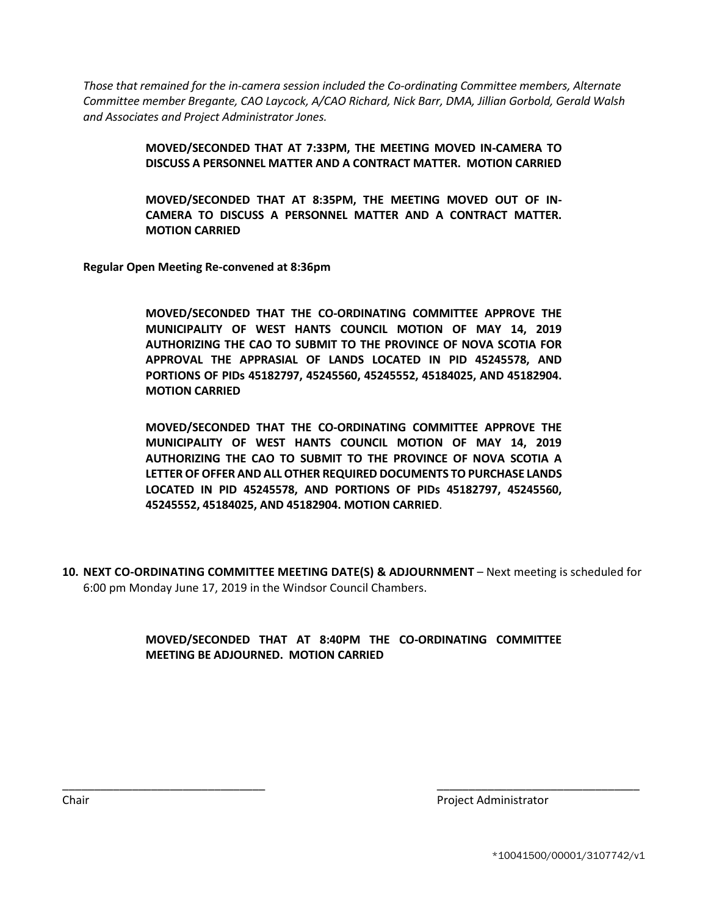*Those that remained for the in-camera session included the Co-ordinating Committee members, Alternate Committee member Bregante, CAO Laycock, A/CAO Richard, Nick Barr, DMA, Jillian Gorbold, Gerald Walsh and Associates and Project Administrator Jones.*

**MOVED/SECONDED THAT AT 7:33PM, THE MEETING MOVED IN-CAMERA TO DISCUSS A PERSONNEL MATTER AND A CONTRACT MATTER. MOTION CARRIED**

**MOVED/SECONDED THAT AT 8:35PM, THE MEETING MOVED OUT OF IN-CAMERA TO DISCUSS A PERSONNEL MATTER AND A CONTRACT MATTER. MOTION CARRIED**

**Regular Open Meeting Re-convened at 8:36pm**

**MOVED/SECONDED THAT THE CO-ORDINATING COMMITTEE APPROVE THE MUNICIPALITY OF WEST HANTS COUNCIL MOTION OF MAY 14, 2019 AUTHORIZING THE CAO TO SUBMIT TO THE PROVINCE OF NOVA SCOTIA FOR APPROVAL THE APPRASIAL OF LANDS LOCATED IN PID 45245578, AND PORTIONS OF PIDs 45182797, 45245560, 45245552, 45184025, AND 45182904. MOTION CARRIED**

**MOVED/SECONDED THAT THE CO-ORDINATING COMMITTEE APPROVE THE MUNICIPALITY OF WEST HANTS COUNCIL MOTION OF MAY 14, 2019 AUTHORIZING THE CAO TO SUBMIT TO THE PROVINCE OF NOVA SCOTIA A LETTER OF OFFER AND ALL OTHER REQUIRED DOCUMENTS TO PURCHASE LANDS LOCATED IN PID 45245578, AND PORTIONS OF PIDs 45182797, 45245560, 45245552, 45184025, AND 45182904. MOTION CARRIED**.

**10. NEXT CO-ORDINATING COMMITTEE MEETING DATE(S) & ADJOURNMENT** – Next meeting is scheduled for 6:00 pm Monday June 17, 2019 in the Windsor Council Chambers.

**MOVED/SECONDED THAT AT 8:40PM THE CO-ORDINATING COMMITTEE MEETING BE ADJOURNED. MOTION CARRIED**

________________________________ ________________________________

Chair Project Administrator

\*10041500/00001/3107742/v1